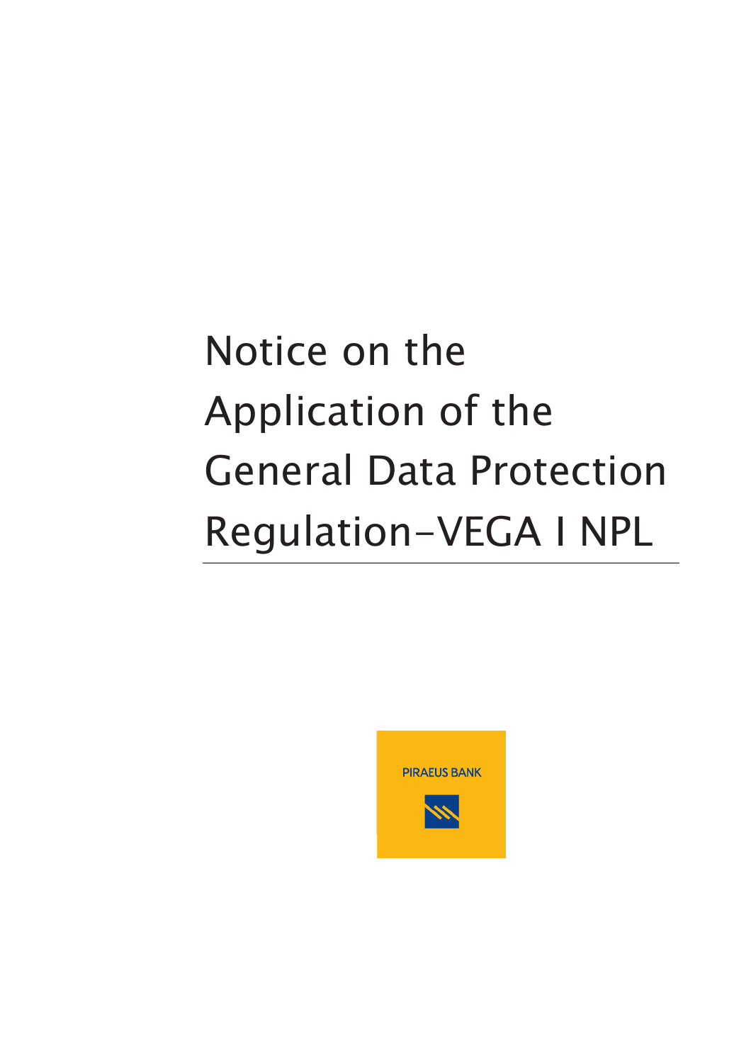# Notice on the Application of the General Data Protection Regulation-VEGA I NPL

PIRAEUS BANK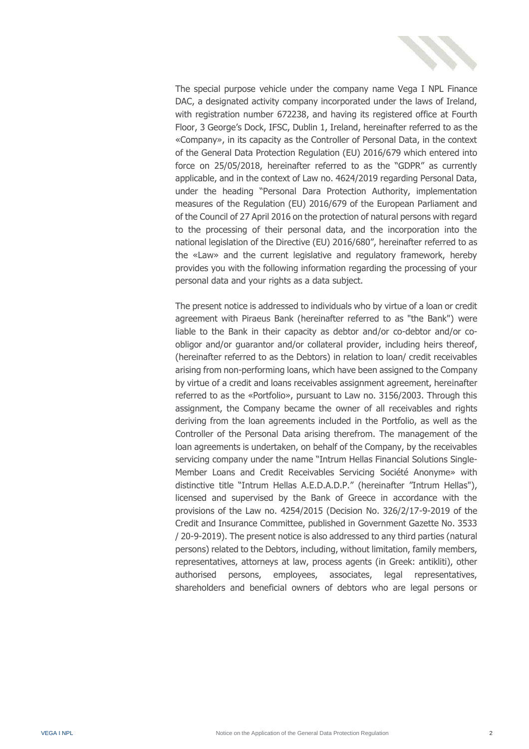The special purpose vehicle under the company name Vega I NPL Finance DAC, a designated activity company incorporated under the laws of Ireland, with registration number 672238, and having its registered office at Fourth Floor, 3 George's Dock, IFSC, Dublin 1, Ireland, hereinafter referred to as the «Company», in its capacity as the Controller of Personal Data, in the context of the General Data Protection Regulation (EU) 2016/679 which entered into force on 25/05/2018, hereinafter referred to as the "GDPR" as currently applicable, and in the context of Law no. 4624/2019 regarding Personal Data, under the heading "Personal Dara Protection Authority, implementation measures of the Regulation (EU) 2016/679 of the European Parliament and of the Council of 27 April 2016 on the protection of natural persons with regard to the processing of their personal data, and the incorporation into the national legislation of the Directive (EU) 2016/680", hereinafter referred to as the «Law» and the current legislative and regulatory framework, hereby provides you with the following information regarding the processing of your personal data and your rights as a data subject.

The present notice is addressed to individuals who by virtue of a loan or credit agreement with Piraeus Bank (hereinafter referred to as "the Bank") were liable to the Bank in their capacity as debtor and/or co-debtor and/or co-obligor and/or guarantor and/or collateral provider, including heirs thereof, (hereinafter referred to as the Debtors) in relation to loan/ credit receivables arising from non-performing loans, which have been assigned to the Company by virtue of a credit and loans receivables assignment agreement, hereinafter referred to as the «Portfolio», pursuant to Law no. 3156/2003. Through this assignment, the Company became the owner of all receivables and rights deriving from the loan agreements included in the Portfolio, as well as the Controller of the Personal Data arising therefrom. The management of the loan agreements is undertaken, on behalf of the Company, by the receivables servicing company under the name "Intrum Hellas Financial Solutions Single-Member Loans and Credit Receivables Servicing Société Anonyme» with distinctive title "Intrum Hellas A.E.D.A.D.P." (hereinafter "Intrum Hellas"), licensed and supervised by the Bank of Greece in accordance with the provisions of the Law no. 4254/2015 (Decision No. 326/2/17-9-2019 of the Credit and Insurance Committee, published in Government Gazette No. 3533 / 20-9-2019). The present notice is also addressed to any third parties (natural persons) related to the Debtors, including, without limitation, family members, representatives, attorneys at law, process agents (in Greek: antikliti), other authorised persons, employees, associates, legal representatives, shareholders and beneficial owners of debtors who are legal persons or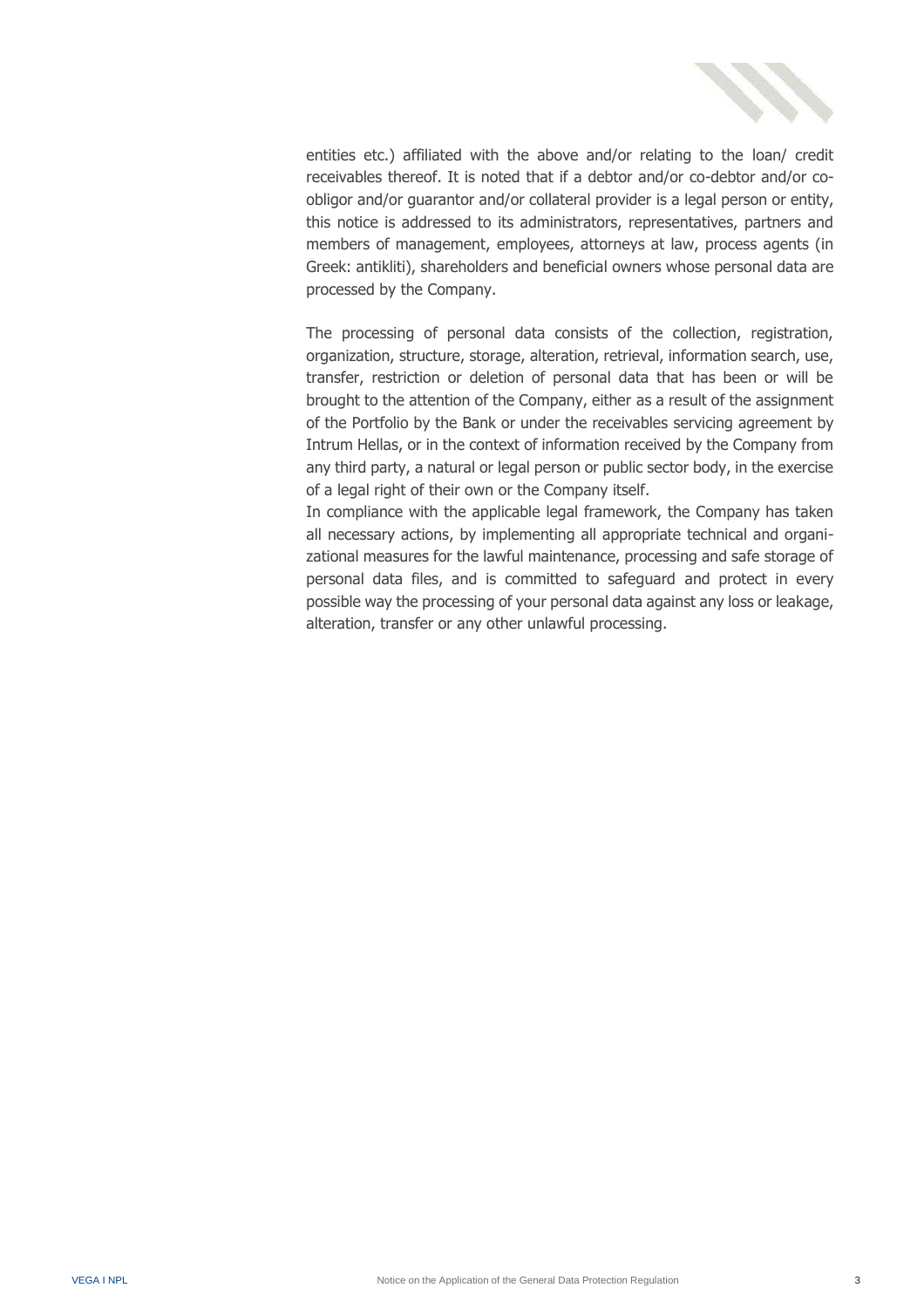entities etc.) affiliated with the above and/or relating to the loan/ credit receivables thereof. It is noted that if a debtor and/or co-debtor and/or co-obligor and/or guarantor and/or collateral provider is a legal person or entity, this notice is addressed to its administrators, representatives, partners and members of management, employees, attorneys at law, process agents (in Greek: antikliti), shareholders and beneficial owners whose personal data are processed by the Company.

The processing of personal data consists of the collection, registration, organization, structure, storage, alteration, retrieval, information search, use, transfer, restriction or deletion of personal data that has been or will be brought to the attention of the Company, either as a result of the assignment of the Portfolio by the Bank or under the receivables servicing agreement by Intrum Hellas, or in the context of information received by the Company from any third party, a natural or legal person or public sector body, in the exercise of a legal right of their own or the Company itself.

In compliance with the applicable legal framework, the Company has taken all necessary actions, by implementing all appropriate technical and organizational measures for the lawful maintenance, processing and safe storage of personal data files, and is committed to safeguard and protect in every possible way the processing of your personal data against any loss or leakage, alteration, transfer or any other unlawful processing.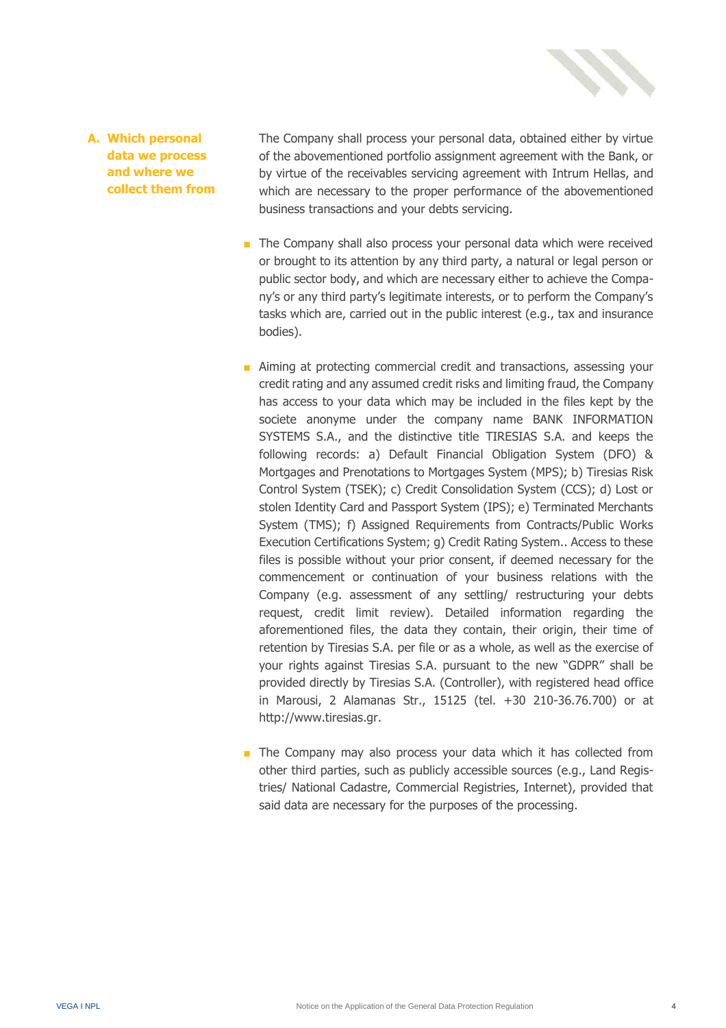## A. Which personal data we process and where we collect them from

The Company shall process your personal data, obtained either by virtue of the abovementioned portfolio assignment agreement with the Bank, or by virtue of the receivables servicing agreement with Intrum Hellas, and which are necessary to the proper performance of the abovementioned business transactions and your debts servicing.

- The Company shall also process your personal data which were received or brought to its attention by any third party, a natural or legal person or public sector body, and which are necessary either to achieve the Company's or any third party's legitimate interests, or to perform the Company's tasks which are, carried out in the public interest (e.g., tax and insurance bodies).

- Aiming at protecting commercial credit and transactions, assessing your credit rating and any assumed credit risks and limiting fraud, the Company has access to your data which may be included in the files kept by the societe anonyme under the company name BANK INFORMATION SYSTEMS S.A., and the distinctive title TIRESIAS S.A. and keeps the following records: a) Default Financial Obligation System (DFO) & Mortgages and Prenotations to Mortgages System (MPS); b) Tiresias Risk Control System (TSEK); c) Credit Consolidation System (CCS); d) Lost or stolen Identity Card and Passport System (IPS); e) Terminated Merchants System (TMS); f) Assigned Requirements from Contracts/Public Works Execution Certifications System; g) Credit Rating System.. Access to these files is possible without your prior consent, if deemed necessary for the commencement or continuation of your business relations with the Company (e.g. assessment of any settling/ restructuring your debts request, credit limit review). Detailed information regarding the aforementioned files, the data they contain, their origin, their time of retention by Tiresias S.A. per file or as a whole, as well as the exercise of your rights against Tiresias S.A. pursuant to the new "GDPR" shall be provided directly by Tiresias S.A. (Controller), with registered head office in Marousi, 2 Alamanas Str., 15125 (tel. +30 210-36.76.700) or at http://www.tiresias.gr.

- The Company may also process your data which it has collected from other third parties, such as publicly accessible sources (e.g., Land Registries/ National Cadastre, Commercial Registries, Internet), provided that said data are necessary for the purposes of the processing.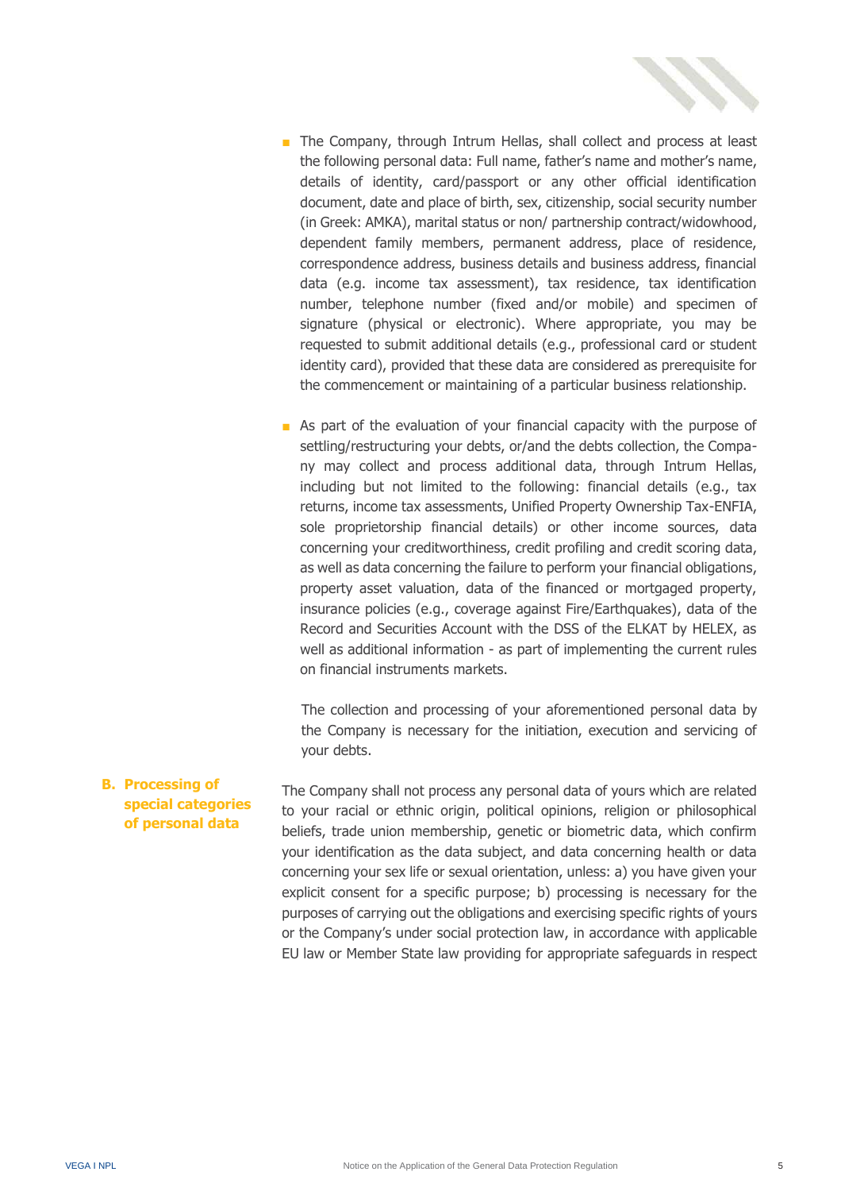- The Company, through Intrum Hellas, shall collect and process at least the following personal data: Full name, father's name and mother's name, details of identity, card/passport or any other official identification document, date and place of birth, sex, citizenship, social security number (in Greek: AMKA), marital status or non/ partnership contract/widowhood, dependent family members, permanent address, place of residence, correspondence address, business details and business address, financial data (e.g. income tax assessment), tax residence, tax identification number, telephone number (fixed and/or mobile) and specimen of signature (physical or electronic). Where appropriate, you may be requested to submit additional details (e.g., professional card or student identity card), provided that these data are considered as prerequisite for the commencement or maintaining of a particular business relationship.

- As part of the evaluation of your financial capacity with the purpose of settling/restructuring your debts, or/and the debts collection, the Company may collect and process additional data, through Intrum Hellas, including but not limited to the following: financial details (e.g., tax returns, income tax assessments, Unified Property Ownership Tax-ENFIA, sole proprietorship financial details) or other income sources, data concerning your creditworthiness, credit profiling and credit scoring data, as well as data concerning the failure to perform your financial obligations, property asset valuation, data of the financed or mortgaged property, insurance policies (e.g., coverage against Fire/Earthquakes), data of the Record and Securities Account with the DSS of the ELKAT by HELEX, as well as additional information - as part of implementing the current rules on financial instruments markets.

  The collection and processing of your aforementioned personal data by the Company is necessary for the initiation, execution and servicing of your debts.

## B. Processing of special categories of personal data

The Company shall not process any personal data of yours which are related to your racial or ethnic origin, political opinions, religion or philosophical beliefs, trade union membership, genetic or biometric data, which confirm your identification as the data subject, and data concerning health or data concerning your sex life or sexual orientation, unless: a) you have given your explicit consent for a specific purpose; b) processing is necessary for the purposes of carrying out the obligations and exercising specific rights of yours or the Company's under social protection law, in accordance with applicable EU law or Member State law providing for appropriate safeguards in respect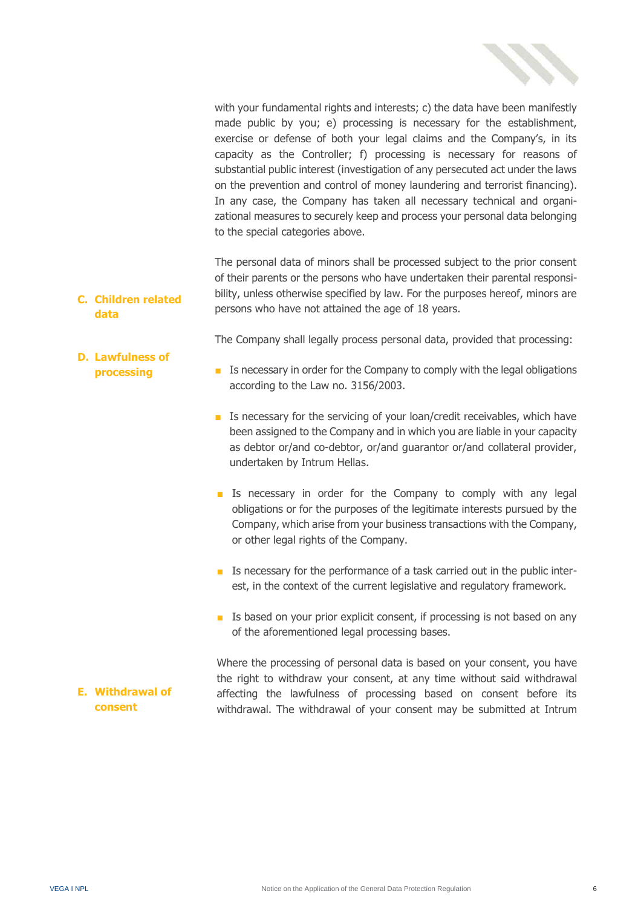with your fundamental rights and interests; c) the data have been manifestly made public by you; e) processing is necessary for the establishment, exercise or defense of both your legal claims and the Company's, in its capacity as the Controller; f) processing is necessary for reasons of substantial public interest (investigation of any persecuted act under the laws on the prevention and control of money laundering and terrorist financing). In any case, the Company has taken all necessary technical and organizational measures to securely keep and process your personal data belonging to the special categories above.

## C. Children related data

The personal data of minors shall be processed subject to the prior consent of their parents or the persons who have undertaken their parental responsibility, unless otherwise specified by law. For the purposes hereof, minors are persons who have not attained the age of 18 years.

## D. Lawfulness of processing

The Company shall legally process personal data, provided that processing:

- Is necessary in order for the Company to comply with the legal obligations according to the Law no. 3156/2003.
- Is necessary for the servicing of your loan/credit receivables, which have been assigned to the Company and in which you are liable in your capacity as debtor or/and co-debtor, or/and guarantor or/and collateral provider, undertaken by Intrum Hellas.
- Is necessary in order for the Company to comply with any legal obligations or for the purposes of the legitimate interests pursued by the Company, which arise from your business transactions with the Company, or other legal rights of the Company.
- Is necessary for the performance of a task carried out in the public interest, in the context of the current legislative and regulatory framework.
- Is based on your prior explicit consent, if processing is not based on any of the aforementioned legal processing bases.

## E. Withdrawal of consent

Where the processing of personal data is based on your consent, you have the right to withdraw your consent, at any time without said withdrawal affecting the lawfulness of processing based on consent before its withdrawal. The withdrawal of your consent may be submitted at Intrum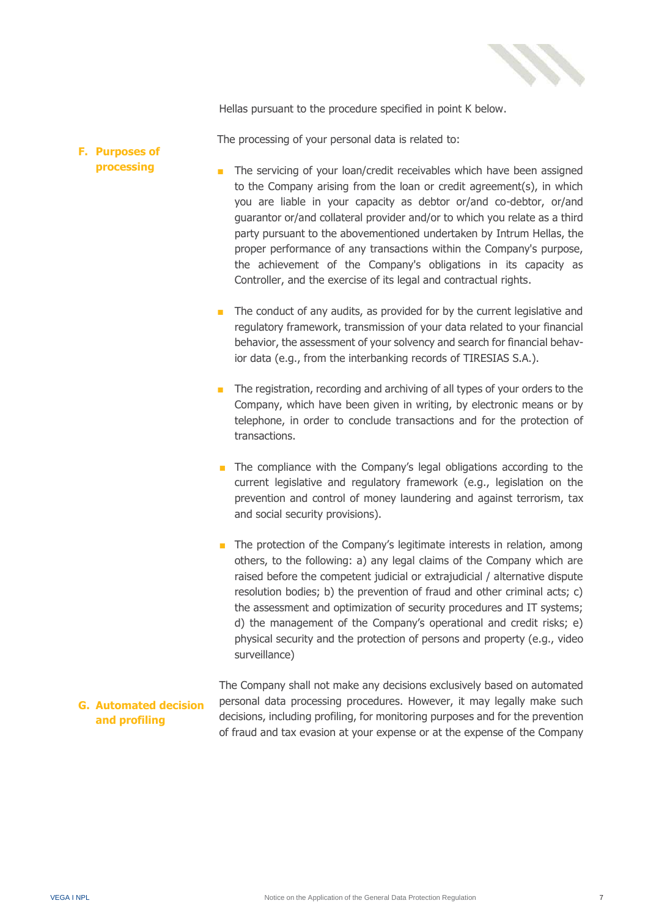Hellas pursuant to the procedure specified in point K below.

## F. Purposes of processing

The processing of your personal data is related to:

- The servicing of your loan/credit receivables which have been assigned to the Company arising from the loan or credit agreement(s), in which you are liable in your capacity as debtor or/and co-debtor, or/and guarantor or/and collateral provider and/or to which you relate as a third party pursuant to the abovementioned undertaken by Intrum Hellas, the proper performance of any transactions within the Company's purpose, the achievement of the Company's obligations in its capacity as Controller, and the exercise of its legal and contractual rights.

- The conduct of any audits, as provided for by the current legislative and regulatory framework, transmission of your data related to your financial behavior, the assessment of your solvency and search for financial behavior data (e.g., from the interbanking records of TIRESIAS S.A.).

- The registration, recording and archiving of all types of your orders to the Company, which have been given in writing, by electronic means or by telephone, in order to conclude transactions and for the protection of transactions.

- The compliance with the Company's legal obligations according to the current legislative and regulatory framework (e.g., legislation on the prevention and control of money laundering and against terrorism, tax and social security provisions).

- The protection of the Company's legitimate interests in relation, among others, to the following: a) any legal claims of the Company which are raised before the competent judicial or extrajudicial / alternative dispute resolution bodies; b) the prevention of fraud and other criminal acts; c) the assessment and optimization of security procedures and IT systems; d) the management of the Company's operational and credit risks; e) physical security and the protection of persons and property (e.g., video surveillance)

## G. Automated decision and profiling

The Company shall not make any decisions exclusively based on automated personal data processing procedures. However, it may legally make such decisions, including profiling, for monitoring purposes and for the prevention of fraud and tax evasion at your expense or at the expense of the Company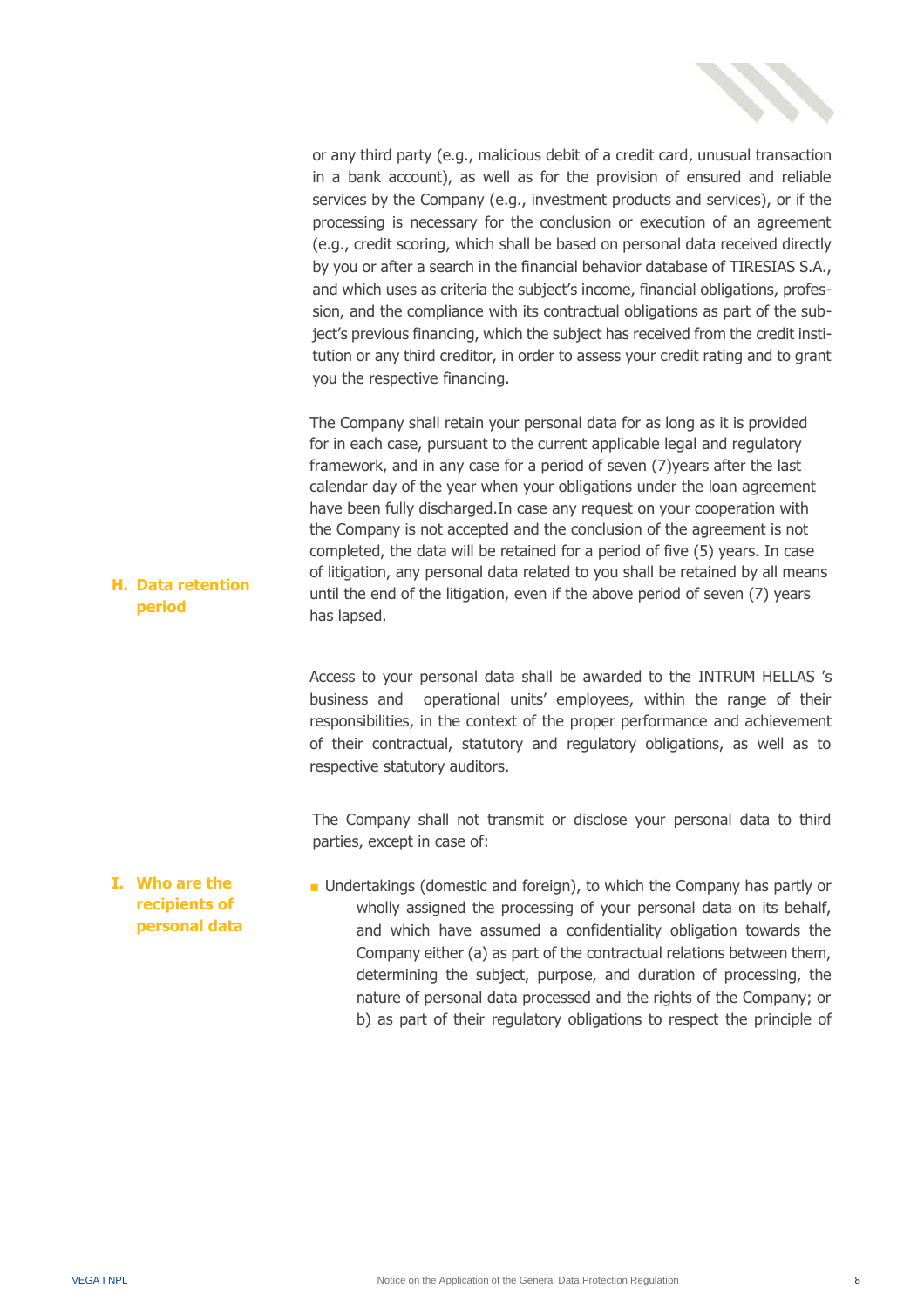or any third party (e.g., malicious debit of a credit card, unusual transaction in a bank account), as well as for the provision of ensured and reliable services by the Company (e.g., investment products and services), or if the processing is necessary for the conclusion or execution of an agreement (e.g., credit scoring, which shall be based on personal data received directly by you or after a search in the financial behavior database of TIRESIAS S.A., and which uses as criteria the subject's income, financial obligations, profession, and the compliance with its contractual obligations as part of the subject's previous financing, which the subject has received from the credit institution or any third creditor, in order to assess your credit rating and to grant you the respective financing.

## H. Data retention period

The Company shall retain your personal data for as long as it is provided for in each case, pursuant to the current applicable legal and regulatory framework, and in any case for a period of seven (7)years after the last calendar day of the year when your obligations under the loan agreement have been fully discharged.In case any request on your cooperation with the Company is not accepted and the conclusion of the agreement is not completed, the data will be retained for a period of five (5) years. In case of litigation, any personal data related to you shall be retained by all means until the end of the litigation, even if the above period of seven (7) years has lapsed.

## I. Who are the recipients of personal data

Access to your personal data shall be awarded to the INTRUM HELLAS 's business and operational units' employees, within the range of their responsibilities, in the context of the proper performance and achievement of their contractual, statutory and regulatory obligations, as well as to respective statutory auditors.

The Company shall not transmit or disclose your personal data to third parties, except in case of:

- Undertakings (domestic and foreign), to which the Company has partly or wholly assigned the processing of your personal data on its behalf, and which have assumed a confidentiality obligation towards the Company either (a) as part of the contractual relations between them, determining the subject, purpose, and duration of processing, the nature of personal data processed and the rights of the Company; or b) as part of their regulatory obligations to respect the principle of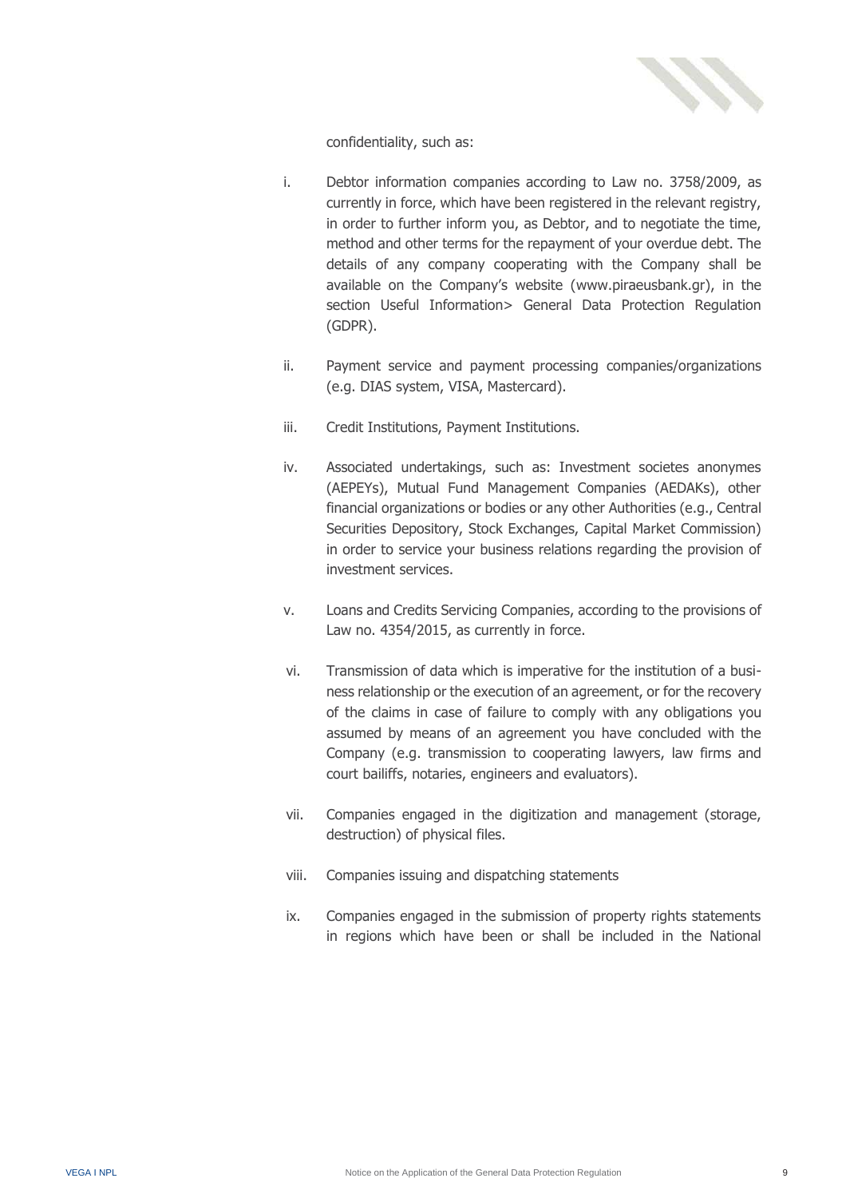confidentiality, such as:

i. Debtor information companies according to Law no. 3758/2009, as currently in force, which have been registered in the relevant registry, in order to further inform you, as Debtor, and to negotiate the time, method and other terms for the repayment of your overdue debt. The details of any company cooperating with the Company shall be available on the Company's website (www.piraeusbank.gr), in the section Useful Information> General Data Protection Regulation (GDPR).

ii. Payment service and payment processing companies/organizations (e.g. DIAS system, VISA, Mastercard).

iii. Credit Institutions, Payment Institutions.

iv. Associated undertakings, such as: Investment societes anonymes (AEPEYs), Mutual Fund Management Companies (AEDAKs), other financial organizations or bodies or any other Authorities (e.g., Central Securities Depository, Stock Exchanges, Capital Market Commission) in order to service your business relations regarding the provision of investment services.

v. Loans and Credits Servicing Companies, according to the provisions of Law no. 4354/2015, as currently in force.

vi. Transmission of data which is imperative for the institution of a business relationship or the execution of an agreement, or for the recovery of the claims in case of failure to comply with any obligations you assumed by means of an agreement you have concluded with the Company (e.g. transmission to cooperating lawyers, law firms and court bailiffs, notaries, engineers and evaluators).

vii. Companies engaged in the digitization and management (storage, destruction) of physical files.

viii. Companies issuing and dispatching statements

ix. Companies engaged in the submission of property rights statements in regions which have been or shall be included in the National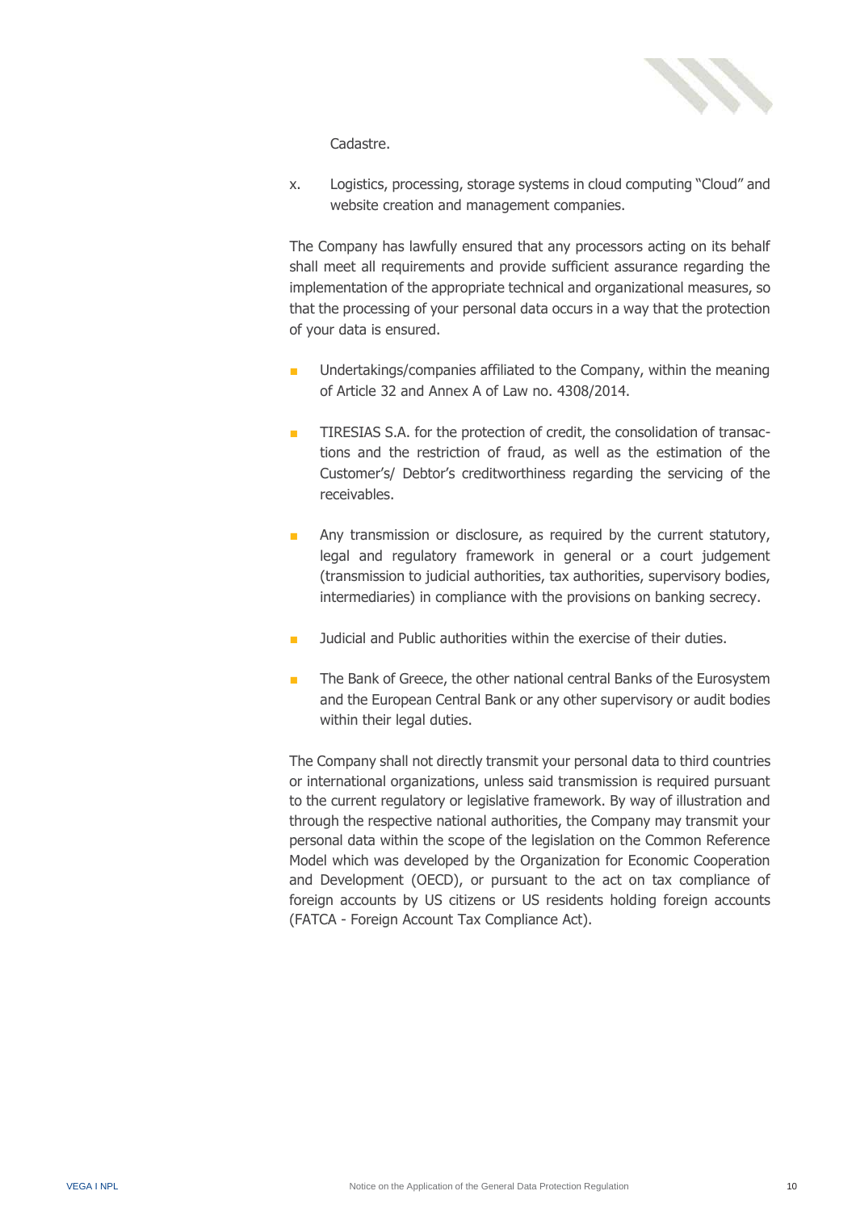Cadastre.

x. Logistics, processing, storage systems in cloud computing "Cloud" and website creation and management companies.

The Company has lawfully ensured that any processors acting on its behalf shall meet all requirements and provide sufficient assurance regarding the implementation of the appropriate technical and organizational measures, so that the processing of your personal data occurs in a way that the protection of your data is ensured.

- Undertakings/companies affiliated to the Company, within the meaning of Article 32 and Annex A of Law no. 4308/2014.
- TIRESIAS S.A. for the protection of credit, the consolidation of transactions and the restriction of fraud, as well as the estimation of the Customer's/ Debtor's creditworthiness regarding the servicing of the receivables.
- Any transmission or disclosure, as required by the current statutory, legal and regulatory framework in general or a court judgement (transmission to judicial authorities, tax authorities, supervisory bodies, intermediaries) in compliance with the provisions on banking secrecy.
- Judicial and Public authorities within the exercise of their duties.
- The Bank of Greece, the other national central Banks of the Eurosystem and the European Central Bank or any other supervisory or audit bodies within their legal duties.

The Company shall not directly transmit your personal data to third countries or international organizations, unless said transmission is required pursuant to the current regulatory or legislative framework. By way of illustration and through the respective national authorities, the Company may transmit your personal data within the scope of the legislation on the Common Reference Model which was developed by the Organization for Economic Cooperation and Development (OECD), or pursuant to the act on tax compliance of foreign accounts by US citizens or US residents holding foreign accounts (FATCA - Foreign Account Tax Compliance Act).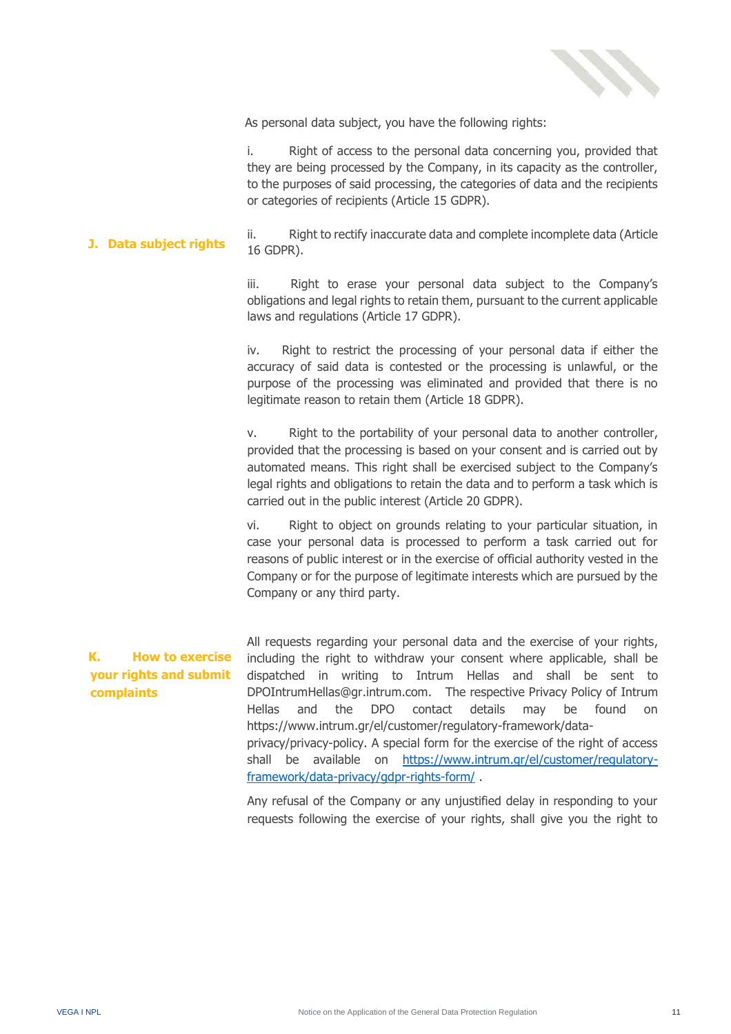As personal data subject, you have the following rights:

## J. Data subject rights

i. Right of access to the personal data concerning you, provided that they are being processed by the Company, in its capacity as the controller, to the purposes of said processing, the categories of data and the recipients or categories of recipients (Article 15 GDPR).

ii. Right to rectify inaccurate data and complete incomplete data (Article 16 GDPR).

iii. Right to erase your personal data subject to the Company's obligations and legal rights to retain them, pursuant to the current applicable laws and regulations (Article 17 GDPR).

iv. Right to restrict the processing of your personal data if either the accuracy of said data is contested or the processing is unlawful, or the purpose of the processing was eliminated and provided that there is no legitimate reason to retain them (Article 18 GDPR).

v. Right to the portability of your personal data to another controller, provided that the processing is based on your consent and is carried out by automated means. This right shall be exercised subject to the Company's legal rights and obligations to retain the data and to perform a task which is carried out in the public interest (Article 20 GDPR).

vi. Right to object on grounds relating to your particular situation, in case your personal data is processed to perform a task carried out for reasons of public interest or in the exercise of official authority vested in the Company or for the purpose of legitimate interests which are pursued by the Company or any third party.

## K. How to exercise your rights and submit complaints

All requests regarding your personal data and the exercise of your rights, including the right to withdraw your consent where applicable, shall be dispatched in writing to Intrum Hellas and shall be sent to DPOIntrumHellas@gr.intrum.com. The respective Privacy Policy of Intrum Hellas and the DPO contact details may be found on https://www.intrum.gr/el/customer/regulatory-framework/data-privacy/privacy-policy. A special form for the exercise of the right of access shall be available on https://www.intrum.gr/el/customer/regulatory-framework/data-privacy/gdpr-rights-form/ .

Any refusal of the Company or any unjustified delay in responding to your requests following the exercise of your rights, shall give you the right to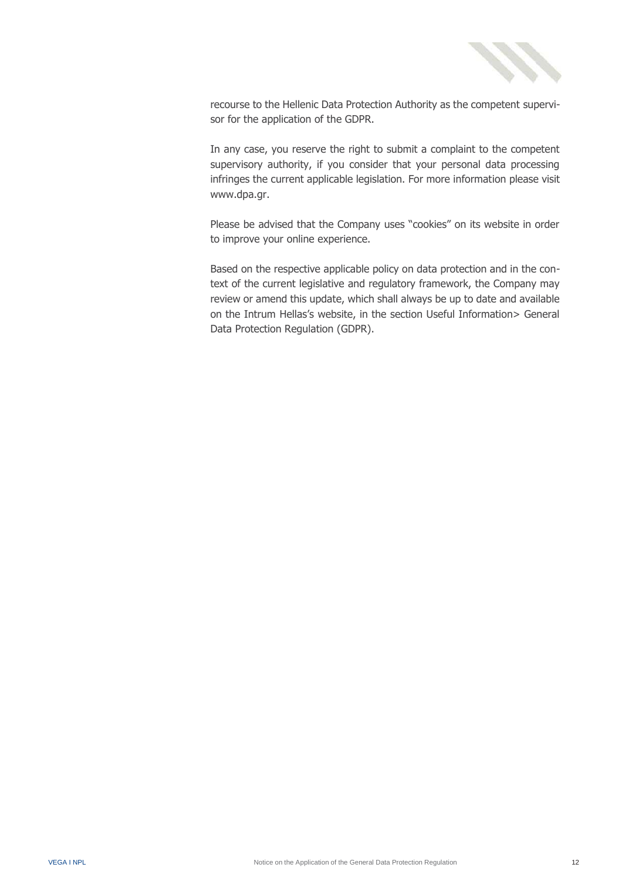recourse to the Hellenic Data Protection Authority as the competent supervisor for the application of the GDPR.

In any case, you reserve the right to submit a complaint to the competent supervisory authority, if you consider that your personal data processing infringes the current applicable legislation. For more information please visit www.dpa.gr.

Please be advised that the Company uses "cookies" on its website in order to improve your online experience.

Based on the respective applicable policy on data protection and in the context of the current legislative and regulatory framework, the Company may review or amend this update, which shall always be up to date and available on the Intrum Hellas's website, in the section Useful Information> General Data Protection Regulation (GDPR).